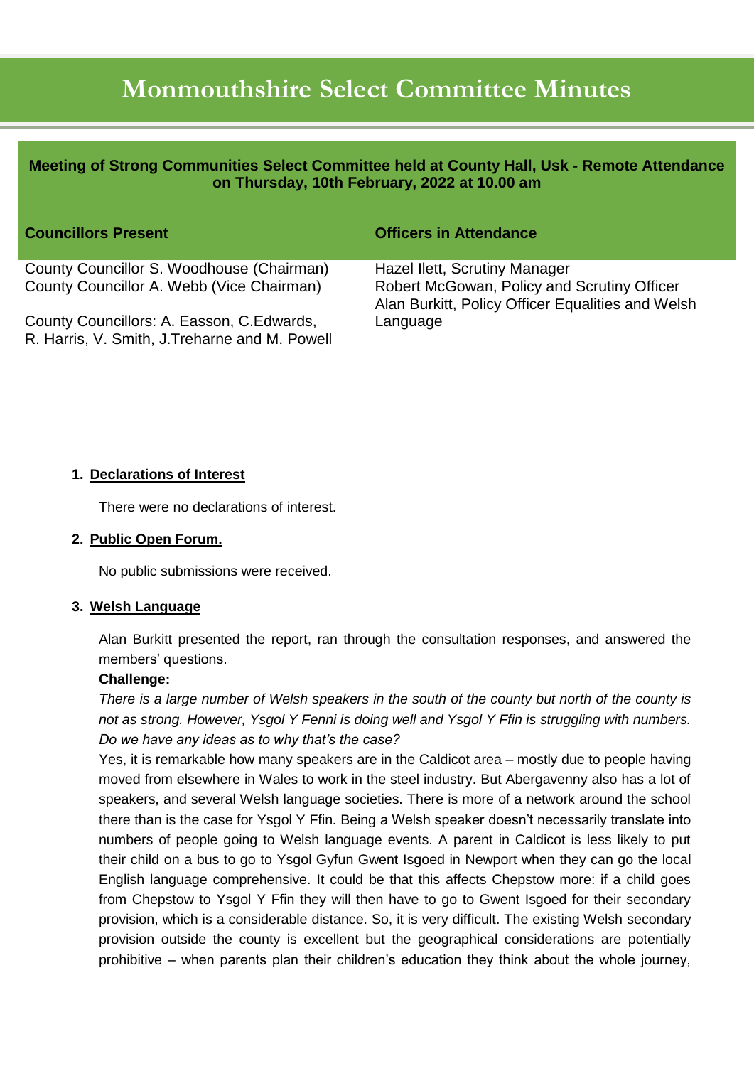# Monmouthshire Select Committee Minutes

**Meeting of Strong Communities Select Committee held at County Hall, Usk - Remote Attendance on Thursday, 10th February, 2022 at 10.00 am**

| Councillors Present | Officers in Attendance |
| --- | --- |
| County Councillor S. Woodhouse (Chairman)<br>County Councillor A. Webb (Vice Chairman)<br><br>County Councillors: A. Easson, C.Edwards, R. Harris, V. Smith, J.Treharne and M. Powell | Hazel Ilett, Scrutiny Manager<br>Robert McGowan, Policy and Scrutiny Officer<br>Alan Burkitt, Policy Officer Equalities and Welsh Language |

1. **Declarations of Interest**

   There were no declarations of interest.

2. **Public Open Forum.**

   No public submissions were received.

3. **Welsh Language**

   Alan Burkitt presented the report, ran through the consultation responses, and answered the members' questions.

   **Challenge:**

   *There is a large number of Welsh speakers in the south of the county but north of the county is not as strong. However, Ysgol Y Fenni is doing well and Ysgol Y Ffin is struggling with numbers. Do we have any ideas as to why that's the case?*

   Yes, it is remarkable how many speakers are in the Caldicot area – mostly due to people having moved from elsewhere in Wales to work in the steel industry. But Abergavenny also has a lot of speakers, and several Welsh language societies. There is more of a network around the school there than is the case for Ysgol Y Ffin. Being a Welsh speaker doesn't necessarily translate into numbers of people going to Welsh language events. A parent in Caldicot is less likely to put their child on a bus to go to Ysgol Gyfun Gwent Isgoed in Newport when they can go the local English language comprehensive. It could be that this affects Chepstow more: if a child goes from Chepstow to Ysgol Y Ffin they will then have to go to Gwent Isgoed for their secondary provision, which is a considerable distance. So, it is very difficult. The existing Welsh secondary provision outside the county is excellent but the geographical considerations are potentially prohibitive – when parents plan their children's education they think about the whole journey,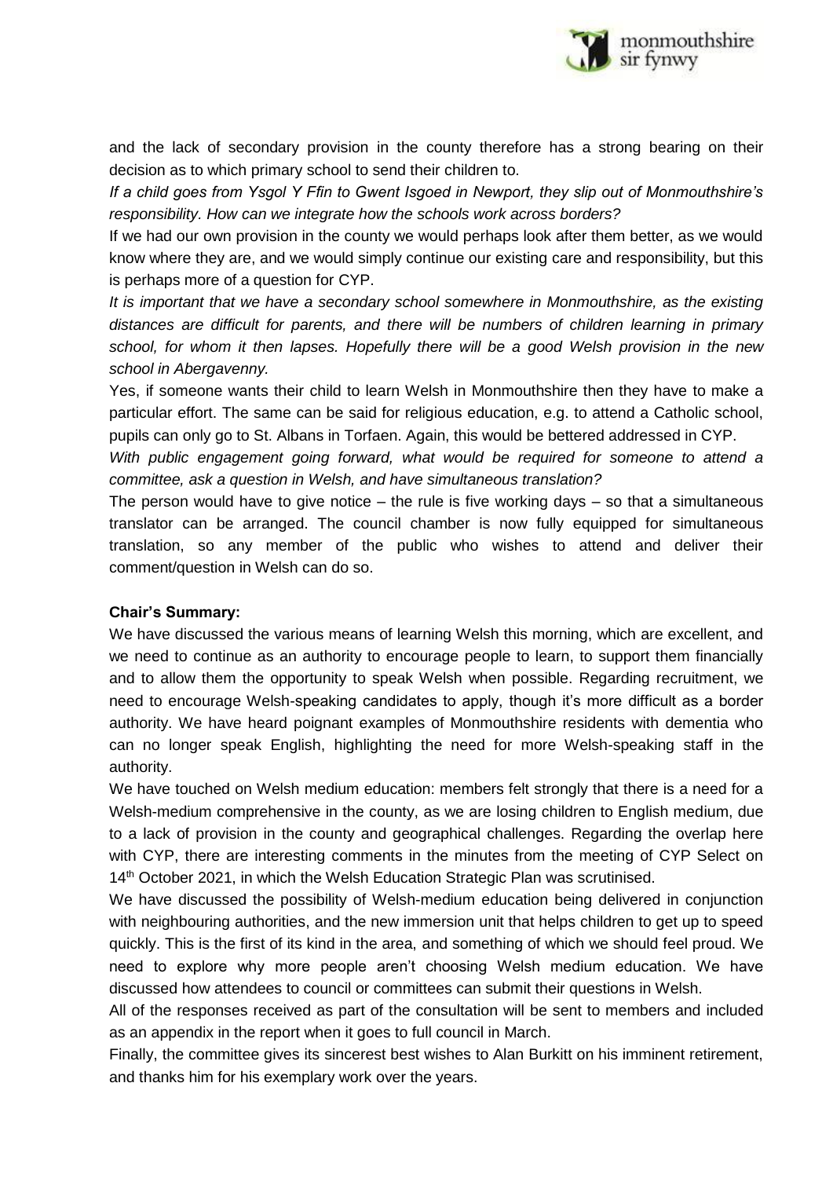and the lack of secondary provision in the county therefore has a strong bearing on their decision as to which primary school to send their children to.

*If a child goes from Ysgol Y Ffin to Gwent Isgoed in Newport, they slip out of Monmouthshire's responsibility. How can we integrate how the schools work across borders?*

If we had our own provision in the county we would perhaps look after them better, as we would know where they are, and we would simply continue our existing care and responsibility, but this is perhaps more of a question for CYP.

*It is important that we have a secondary school somewhere in Monmouthshire, as the existing distances are difficult for parents, and there will be numbers of children learning in primary school, for whom it then lapses. Hopefully there will be a good Welsh provision in the new school in Abergavenny.*

Yes, if someone wants their child to learn Welsh in Monmouthshire then they have to make a particular effort. The same can be said for religious education, e.g. to attend a Catholic school, pupils can only go to St. Albans in Torfaen. Again, this would be bettered addressed in CYP.

*With public engagement going forward, what would be required for someone to attend a committee, ask a question in Welsh, and have simultaneous translation?*

The person would have to give notice – the rule is five working days – so that a simultaneous translator can be arranged. The council chamber is now fully equipped for simultaneous translation, so any member of the public who wishes to attend and deliver their comment/question in Welsh can do so.

**Chair's Summary:**

We have discussed the various means of learning Welsh this morning, which are excellent, and we need to continue as an authority to encourage people to learn, to support them financially and to allow them the opportunity to speak Welsh when possible. Regarding recruitment, we need to encourage Welsh-speaking candidates to apply, though it's more difficult as a border authority. We have heard poignant examples of Monmouthshire residents with dementia who can no longer speak English, highlighting the need for more Welsh-speaking staff in the authority.

We have touched on Welsh medium education: members felt strongly that there is a need for a Welsh-medium comprehensive in the county, as we are losing children to English medium, due to a lack of provision in the county and geographical challenges. Regarding the overlap here with CYP, there are interesting comments in the minutes from the meeting of CYP Select on 14th October 2021, in which the Welsh Education Strategic Plan was scrutinised.

We have discussed the possibility of Welsh-medium education being delivered in conjunction with neighbouring authorities, and the new immersion unit that helps children to get up to speed quickly. This is the first of its kind in the area, and something of which we should feel proud. We need to explore why more people aren't choosing Welsh medium education. We have discussed how attendees to council or committees can submit their questions in Welsh.

All of the responses received as part of the consultation will be sent to members and included as an appendix in the report when it goes to full council in March.

Finally, the committee gives its sincerest best wishes to Alan Burkitt on his imminent retirement, and thanks him for his exemplary work over the years.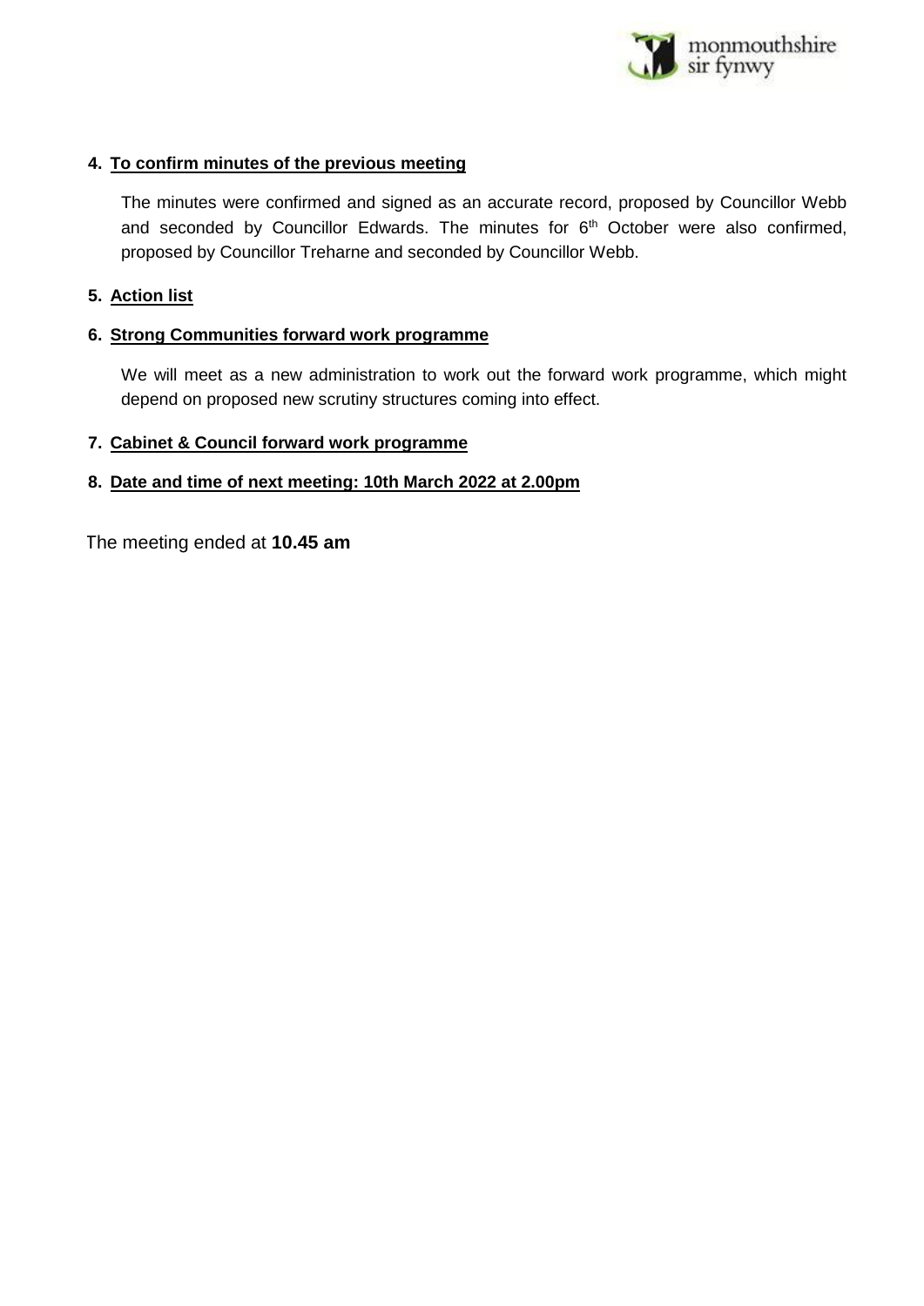**4. To confirm minutes of the previous meeting**

The minutes were confirmed and signed as an accurate record, proposed by Councillor Webb and seconded by Councillor Edwards. The minutes for 6th October were also confirmed, proposed by Councillor Treharne and seconded by Councillor Webb.

**5. Action list**

**6. Strong Communities forward work programme**

We will meet as a new administration to work out the forward work programme, which might depend on proposed new scrutiny structures coming into effect.

**7. Cabinet & Council forward work programme**

**8. Date and time of next meeting: 10th March 2022 at 2.00pm**

The meeting ended at **10.45 am**